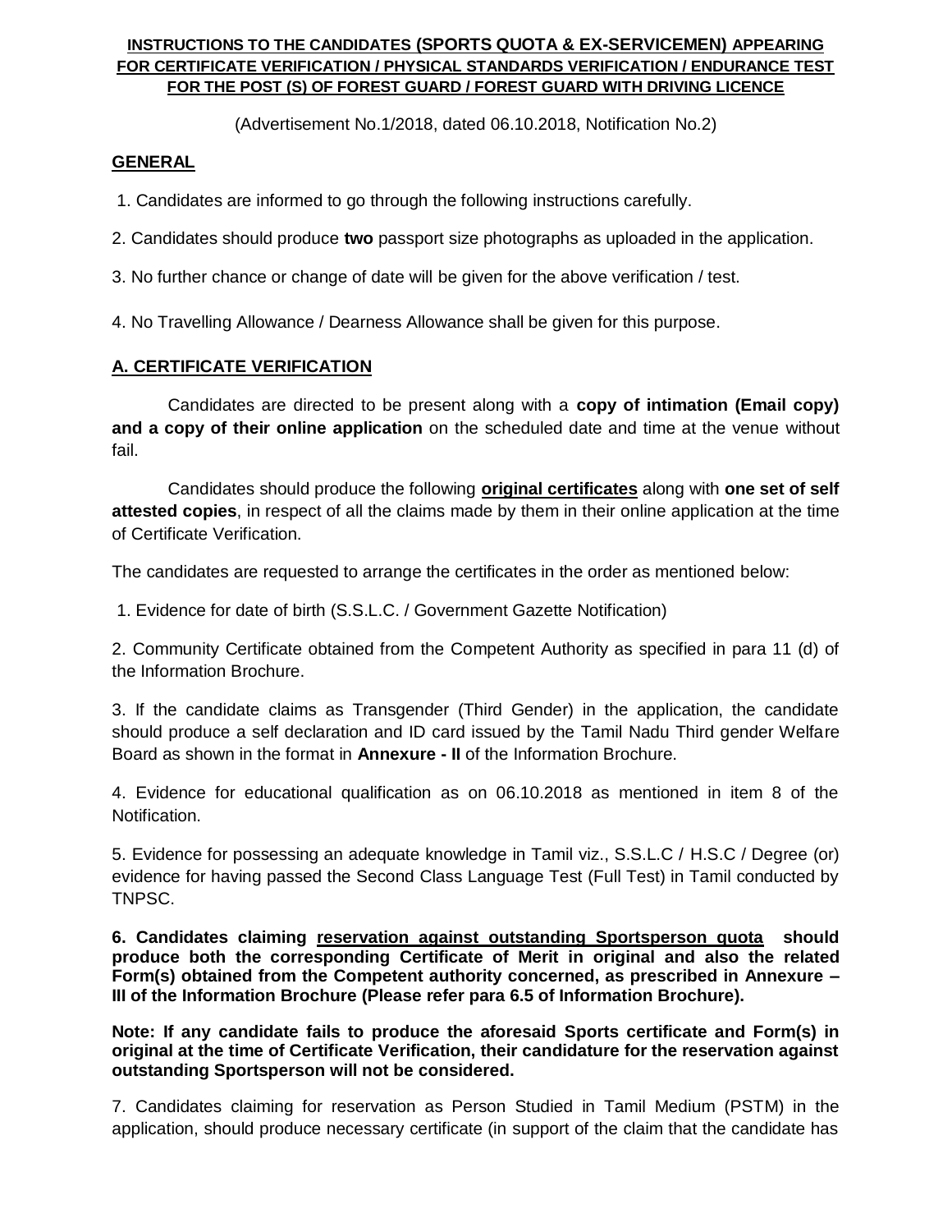**INSTRUCTIONS TO THE CANDIDATES (SPORTS QUOTA & EX-SERVICEMEN) APPEARING FOR CERTIFICATE VERIFICATION / PHYSICAL STANDARDS VERIFICATION / ENDURANCE TEST FOR THE POST (S) OF FOREST GUARD / FOREST GUARD WITH DRIVING LICENCE**

(Advertisement No.1/2018, dated 06.10.2018, Notification No.2)

## GENERAL

1. Candidates are informed to go through the following instructions carefully.
2. Candidates should produce **two** passport size photographs as uploaded in the application.
3. No further chance or change of date will be given for the above verification / test.
4. No Travelling Allowance / Dearness Allowance shall be given for this purpose.

## A. CERTIFICATE VERIFICATION

Candidates are directed to be present along with a **copy of intimation (Email copy) and a copy of their online application** on the scheduled date and time at the venue without fail.

Candidates should produce the following **original certificates** along with **one set of self attested copies**, in respect of all the claims made by them in their online application at the time of Certificate Verification.

The candidates are requested to arrange the certificates in the order as mentioned below:

1. Evidence for date of birth (S.S.L.C. / Government Gazette Notification)
2. Community Certificate obtained from the Competent Authority as specified in para 11 (d) of the Information Brochure.
3. If the candidate claims as Transgender (Third Gender) in the application, the candidate should produce a self declaration and ID card issued by the Tamil Nadu Third gender Welfare Board as shown in the format in **Annexure - II** of the Information Brochure.
4. Evidence for educational qualification as on 06.10.2018 as mentioned in item 8 of the Notification.
5. Evidence for possessing an adequate knowledge in Tamil viz., S.S.L.C / H.S.C / Degree (or) evidence for having passed the Second Class Language Test (Full Test) in Tamil conducted by TNPSC.
6. **Candidates claiming reservation against outstanding Sportsperson quota should produce both the corresponding Certificate of Merit in original and also the related Form(s) obtained from the Competent authority concerned, as prescribed in Annexure – III of the Information Brochure (Please refer para 6.5 of Information Brochure).**

**Note: If any candidate fails to produce the aforesaid Sports certificate and Form(s) in original at the time of Certificate Verification, their candidature for the reservation against outstanding Sportsperson will not be considered.**

7. Candidates claiming for reservation as Person Studied in Tamil Medium (PSTM) in the application, should produce necessary certificate (in support of the claim that the candidate has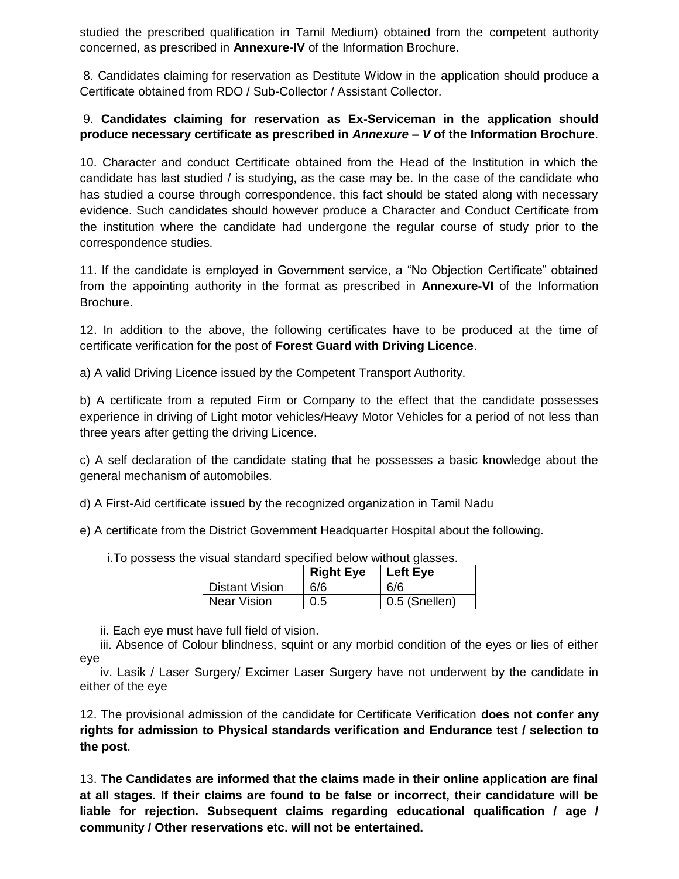studied the prescribed qualification in Tamil Medium) obtained from the competent authority concerned, as prescribed in **Annexure-IV** of the Information Brochure.

8. Candidates claiming for reservation as Destitute Widow in the application should produce a Certificate obtained from RDO / Sub-Collector / Assistant Collector.

9. **Candidates claiming for reservation as Ex-Serviceman in the application should produce necessary certificate as prescribed in *Annexure – V* of the Information Brochure**.

10. Character and conduct Certificate obtained from the Head of the Institution in which the candidate has last studied / is studying, as the case may be. In the case of the candidate who has studied a course through correspondence, this fact should be stated along with necessary evidence. Such candidates should however produce a Character and Conduct Certificate from the institution where the candidate had undergone the regular course of study prior to the correspondence studies.

11. If the candidate is employed in Government service, a "No Objection Certificate" obtained from the appointing authority in the format as prescribed in **Annexure-VI** of the Information Brochure.

12. In addition to the above, the following certificates have to be produced at the time of certificate verification for the post of **Forest Guard with Driving Licence**.

a) A valid Driving Licence issued by the Competent Transport Authority.

b) A certificate from a reputed Firm or Company to the effect that the candidate possesses experience in driving of Light motor vehicles/Heavy Motor Vehicles for a period of not less than three years after getting the driving Licence.

c) A self declaration of the candidate stating that he possesses a basic knowledge about the general mechanism of automobiles.

d) A First-Aid certificate issued by the recognized organization in Tamil Nadu

e) A certificate from the District Government Headquarter Hospital about the following.

i. To possess the visual standard specified below without glasses.

| | **Right Eye** | **Left Eye** |
|---|---|---|
| Distant Vision | 6/6 | 6/6 |
| Near Vision | 0.5 | 0.5 (Snellen) |

ii. Each eye must have full field of vision.

iii. Absence of Colour blindness, squint or any morbid condition of the eyes or lies of either eye

iv. Lasik / Laser Surgery/ Excimer Laser Surgery have not underwent by the candidate in either of the eye

12. The provisional admission of the candidate for Certificate Verification **does not confer any rights for admission to Physical standards verification and Endurance test / selection to the post**.

13. **The Candidates are informed that the claims made in their online application are final at all stages. If their claims are found to be false or incorrect, their candidature will be liable for rejection. Subsequent claims regarding educational qualification / age / community / Other reservations etc. will not be entertained.**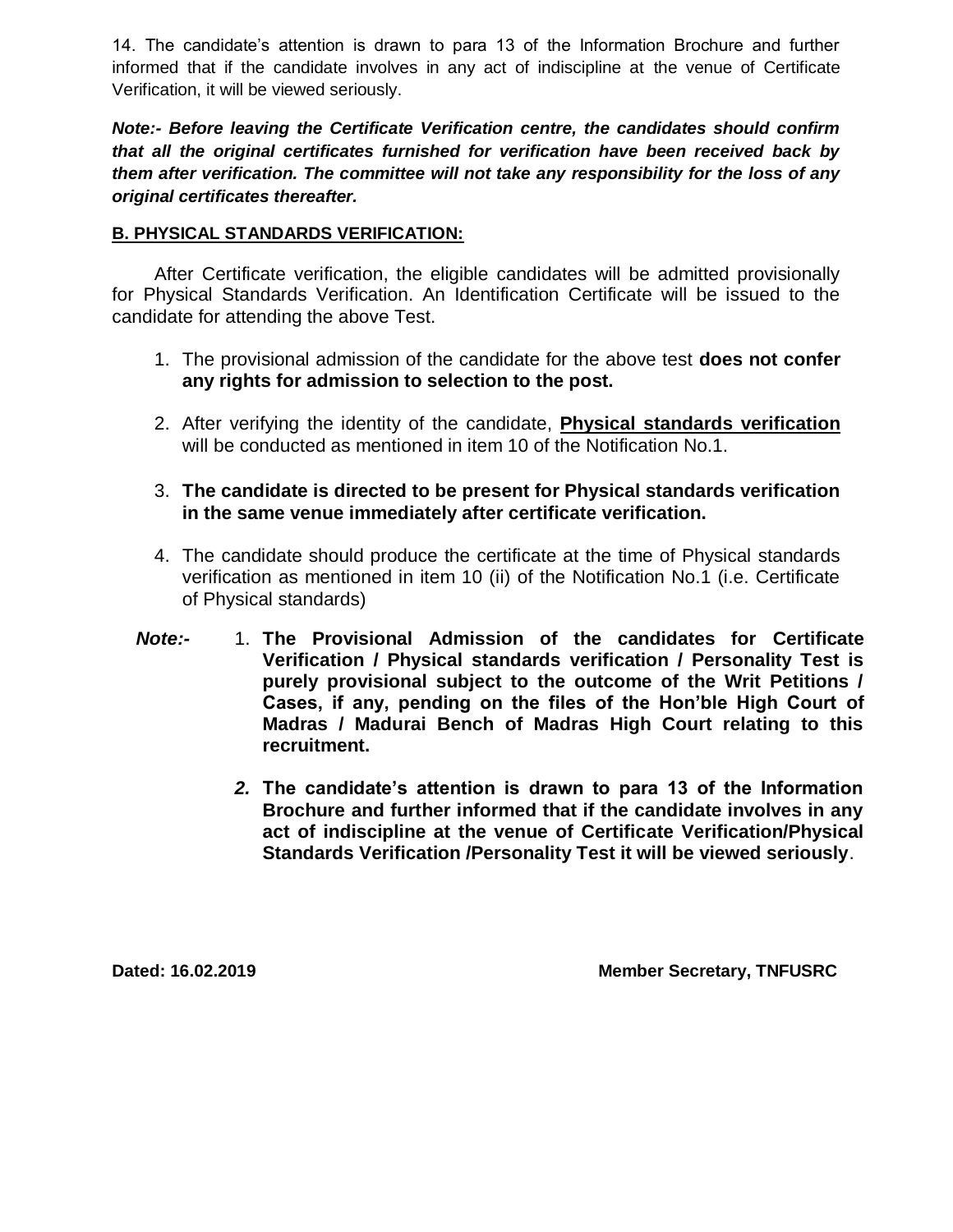14. The candidate's attention is drawn to para 13 of the Information Brochure and further informed that if the candidate involves in any act of indiscipline at the venue of Certificate Verification, it will be viewed seriously.

***Note:- Before leaving the Certificate Verification centre, the candidates should confirm that all the original certificates furnished for verification have been received back by them after verification. The committee will not take any responsibility for the loss of any original certificates thereafter.***

**B. PHYSICAL STANDARDS VERIFICATION:**

After Certificate verification, the eligible candidates will be admitted provisionally for Physical Standards Verification. An Identification Certificate will be issued to the candidate for attending the above Test.

1. The provisional admission of the candidate for the above test **does not confer any rights for admission to selection to the post.**
2. After verifying the identity of the candidate, **Physical standards verification** will be conducted as mentioned in item 10 of the Notification No.1.
3. **The candidate is directed to be present for Physical standards verification in the same venue immediately after certificate verification.**
4. The candidate should produce the certificate at the time of Physical standards verification as mentioned in item 10 (ii) of the Notification No.1 (i.e. Certificate of Physical standards)

***Note:-***

1. **The Provisional Admission of the candidates for Certificate Verification / Physical standards verification / Personality Test is purely provisional subject to the outcome of the Writ Petitions / Cases, if any, pending on the files of the Hon'ble High Court of Madras / Madurai Bench of Madras High Court relating to this recruitment.**
2. **The candidate's attention is drawn to para 13 of the Information Brochure and further informed that if the candidate involves in any act of indiscipline at the venue of Certificate Verification/Physical Standards Verification /Personality Test it will be viewed seriously**.

**Dated: 16.02.2019**

**Member Secretary, TNFUSRC**